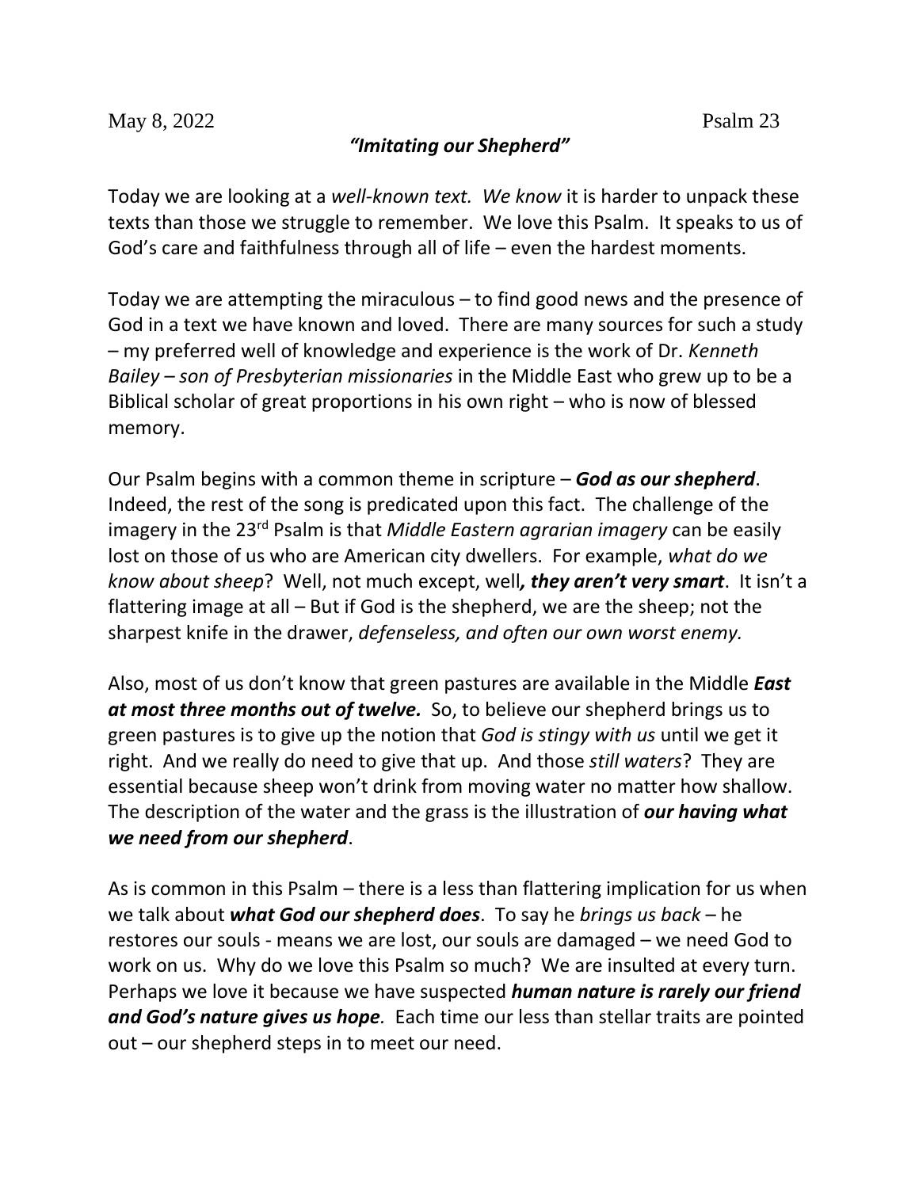May 8, 2022 Psalm 23

***"Imitating our Shepherd"***

Today we are looking at a *well-known text. We know* it is harder to unpack these texts than those we struggle to remember. We love this Psalm. It speaks to us of God's care and faithfulness through all of life – even the hardest moments.

Today we are attempting the miraculous – to find good news and the presence of God in a text we have known and loved. There are many sources for such a study – my preferred well of knowledge and experience is the work of Dr. *Kenneth Bailey – son of Presbyterian missionaries* in the Middle East who grew up to be a Biblical scholar of great proportions in his own right – who is now of blessed memory.

Our Psalm begins with a common theme in scripture – ***God as our shepherd***. Indeed, the rest of the song is predicated upon this fact. The challenge of the imagery in the 23rd Psalm is that *Middle Eastern agrarian imagery* can be easily lost on those of us who are American city dwellers. For example, *what do we know about sheep*? Well, not much except, well***, they aren't very smart***. It isn't a flattering image at all – But if God is the shepherd, we are the sheep; not the sharpest knife in the drawer, *defenseless, and often our own worst enemy.*

Also, most of us don't know that green pastures are available in the Middle ***East at most three months out of twelve.*** So, to believe our shepherd brings us to green pastures is to give up the notion that *God is stingy with us* until we get it right. And we really do need to give that up. And those *still waters*? They are essential because sheep won't drink from moving water no matter how shallow. The description of the water and the grass is the illustration of ***our having what we need from our shepherd***.

As is common in this Psalm – there is a less than flattering implication for us when we talk about ***what God our shepherd does***. To say he *brings us back* – he restores our souls - means we are lost, our souls are damaged – we need God to work on us. Why do we love this Psalm so much? We are insulted at every turn. Perhaps we love it because we have suspected ***human nature is rarely our friend and God's nature gives us hope****.* Each time our less than stellar traits are pointed out – our shepherd steps in to meet our need.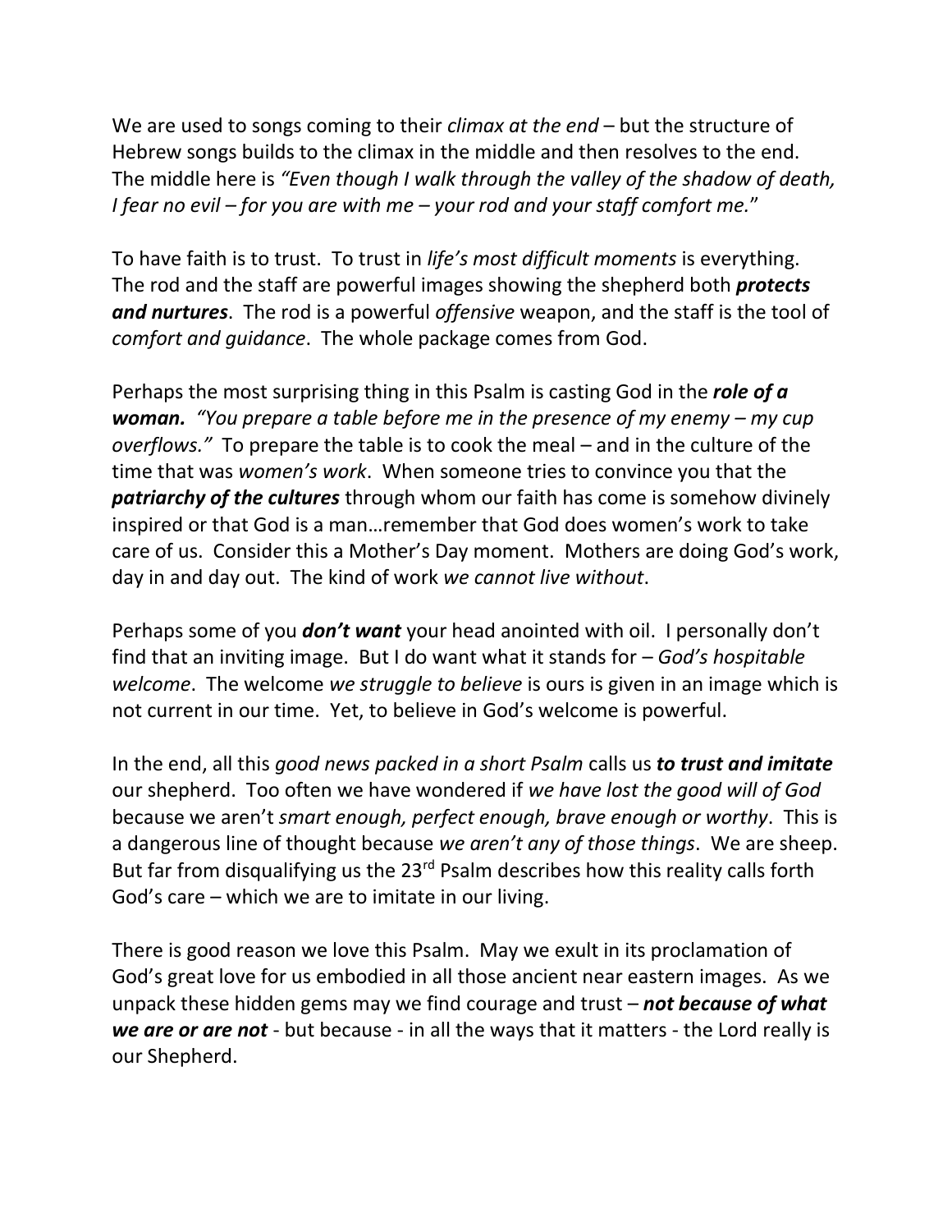We are used to songs coming to their *climax at the end* – but the structure of Hebrew songs builds to the climax in the middle and then resolves to the end. The middle here is *"Even though I walk through the valley of the shadow of death, I fear no evil – for you are with me – your rod and your staff comfort me.*"

To have faith is to trust. To trust in *life's most difficult moments* is everything. The rod and the staff are powerful images showing the shepherd both ***protects and nurtures***. The rod is a powerful *offensive* weapon, and the staff is the tool of *comfort and guidance*. The whole package comes from God.

Perhaps the most surprising thing in this Psalm is casting God in the ***role of a woman.*** *"You prepare a table before me in the presence of my enemy – my cup overflows."* To prepare the table is to cook the meal – and in the culture of the time that was *women's work*. When someone tries to convince you that the ***patriarchy of the cultures*** through whom our faith has come is somehow divinely inspired or that God is a man…remember that God does women's work to take care of us. Consider this a Mother's Day moment. Mothers are doing God's work, day in and day out. The kind of work *we cannot live without*.

Perhaps some of you ***don't want*** your head anointed with oil. I personally don't find that an inviting image. But I do want what it stands for – *God's hospitable welcome*. The welcome *we struggle to believe* is ours is given in an image which is not current in our time. Yet, to believe in God's welcome is powerful.

In the end, all this *good news packed in a short Psalm* calls us ***to trust and imitate*** our shepherd. Too often we have wondered if *we have lost the good will of God* because we aren't *smart enough, perfect enough, brave enough or worthy*. This is a dangerous line of thought because *we aren't any of those things*. We are sheep. But far from disqualifying us the 23rd Psalm describes how this reality calls forth God's care – which we are to imitate in our living.

There is good reason we love this Psalm. May we exult in its proclamation of God's great love for us embodied in all those ancient near eastern images. As we unpack these hidden gems may we find courage and trust – ***not because of what we are or are not*** - but because - in all the ways that it matters - the Lord really is our Shepherd.